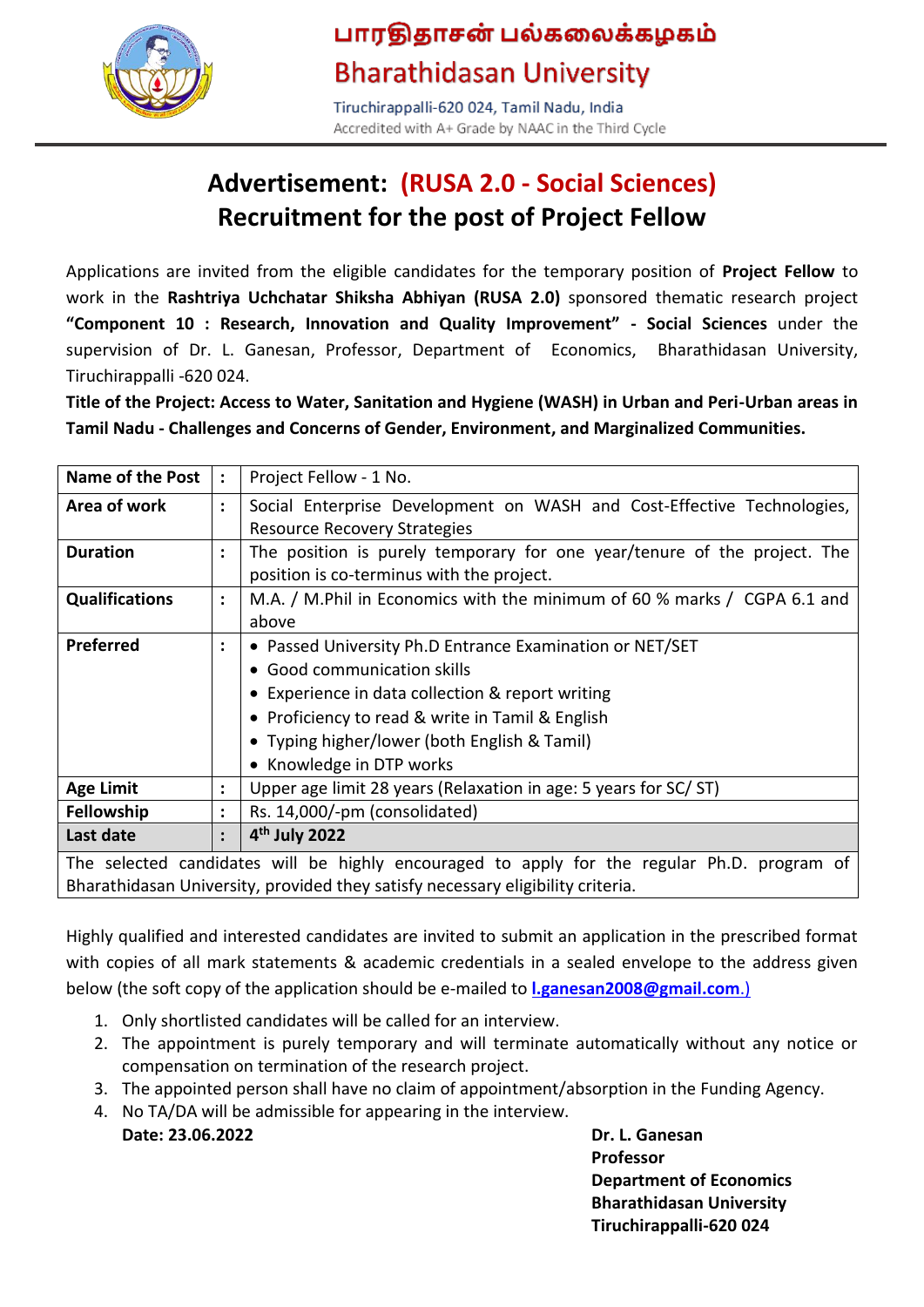# பாரதிதாசன் பல்கலைக்கழகம்
# Bharathidasan University

Tiruchirappalli-620 024, Tamil Nadu, India
Accredited with A+ Grade by NAAC in the Third Cycle

## Advertisement: (RUSA 2.0 - Social Sciences)
## Recruitment for the post of Project Fellow

Applications are invited from the eligible candidates for the temporary position of **Project Fellow** to work in the **Rashtriya Uchchatar Shiksha Abhiyan (RUSA 2.0)** sponsored thematic research project **"Component 10 : Research, Innovation and Quality Improvement" - Social Sciences** under the supervision of Dr. L. Ganesan, Professor, Department of Economics, Bharathidasan University, Tiruchirappalli -620 024.

**Title of the Project: Access to Water, Sanitation and Hygiene (WASH) in Urban and Peri-Urban areas in Tamil Nadu - Challenges and Concerns of Gender, Environment, and Marginalized Communities.**

| **Name of the Post** | : | Project Fellow - 1 No. |
|---|---|---|
| **Area of work** | : | Social Enterprise Development on WASH and Cost-Effective Technologies, Resource Recovery Strategies |
| **Duration** | : | The position is purely temporary for one year/tenure of the project. The position is co-terminus with the project. |
| **Qualifications** | : | M.A. / M.Phil in Economics with the minimum of 60 % marks / CGPA 6.1 and above |
| **Preferred** | : | • Passed University Ph.D Entrance Examination or NET/SET<br>• Good communication skills<br>• Experience in data collection & report writing<br>• Proficiency to read & write in Tamil & English<br>• Typing higher/lower (both English & Tamil)<br>• Knowledge in DTP works |
| **Age Limit** | : | Upper age limit 28 years (Relaxation in age: 5 years for SC/ ST) |
| **Fellowship** | : | Rs. 14,000/-pm (consolidated) |
| **Last date** | : | **4th July 2022** |
| The selected candidates will be highly encouraged to apply for the regular Ph.D. program of Bharathidasan University, provided they satisfy necessary eligibility criteria. | | |

Highly qualified and interested candidates are invited to submit an application in the prescribed format with copies of all mark statements & academic credentials in a sealed envelope to the address given below (the soft copy of the application should be e-mailed to **l.ganesan2008@gmail.com**.)

1. Only shortlisted candidates will be called for an interview.
2. The appointment is purely temporary and will terminate automatically without any notice or compensation on termination of the research project.
3. The appointed person shall have no claim of appointment/absorption in the Funding Agency.
4. No TA/DA will be admissible for appearing in the interview.

**Date: 23.06.2022**

**Dr. L. Ganesan**
**Professor**
**Department of Economics**
**Bharathidasan University**
**Tiruchirappalli-620 024**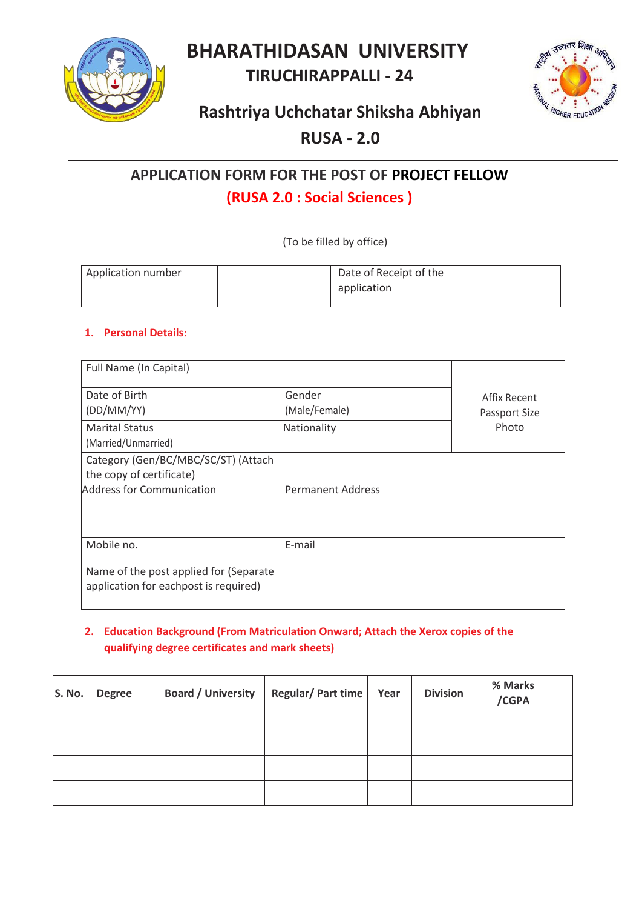# BHARATHIDASAN UNIVERSITY

## TIRUCHIRAPPALLI - 24

## Rashtriya Uchchatar Shiksha Abhiyan

## RUSA - 2.0

---

## APPLICATION FORM FOR THE POST OF **PROJECT FELLOW**

## (RUSA 2.0 : Social Sciences )

(To be filled by office)

| Application number | | Date of Receipt of the application | |
|---|---|---|---|

**1. Personal Details:**

| Full Name (In Capital) | | | | Affix Recent Passport Size Photo |
|---|---|---|---|---|
| Date of Birth (DD/MM/YY) | | Gender (Male/Female) | | |
| Marital Status (Married/Unmarried) | | Nationality | | |
| Category (Gen/BC/MBC/SC/ST) (Attach the copy of certificate) | | | | |
| Address for Communication | | Permanent Address | | |
| Mobile no. | | E-mail | | |
| Name of the post applied for (Separate application for eachpost is required) | | | | |

**2. Education Background (From Matriculation Onward; Attach the Xerox copies of the qualifying degree certificates and mark sheets)**

| S. No. | Degree | Board / University | Regular/ Part time | Year | Division | % Marks /CGPA |
|---|---|---|---|---|---|---|
| | | | | | | |
| | | | | | | |
| | | | | | | |
| | | | | | | |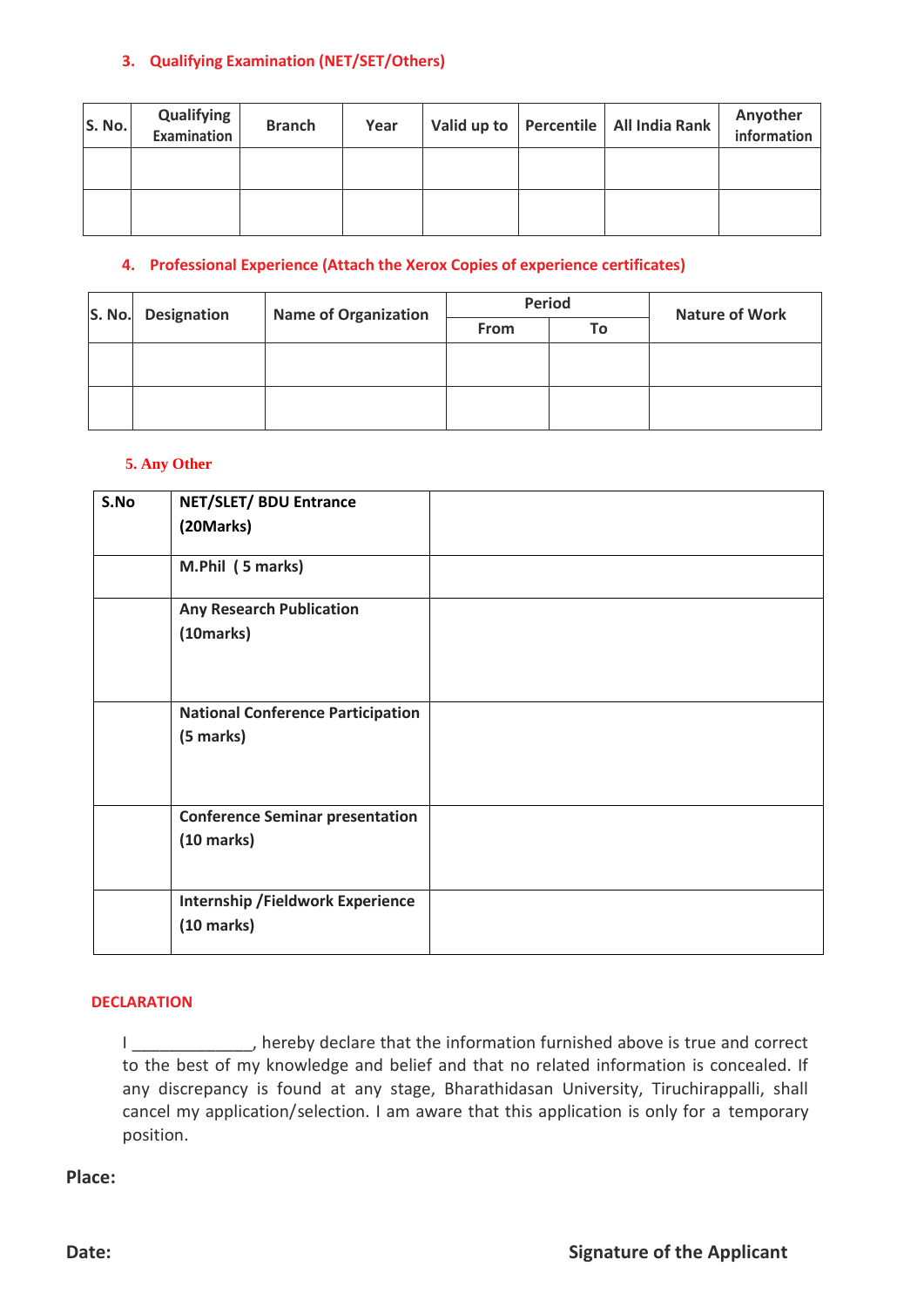### 3. Qualifying Examination (NET/SET/Others)

| S. No. | Qualifying Examination | Branch | Year | Valid up to | Percentile | All India Rank | Anyother information |
|---|---|---|---|---|---|---|---|
| | | | | | | | |
| | | | | | | | |

### 4. Professional Experience (Attach the Xerox Copies of experience certificates)

| S. No. | Designation | Name of Organization | Period | | Nature of Work |
|---|---|---|---|---|---|
| | | | From | To | |
| | | | | | |
| | | | | | |

### 5. Any Other

| S.No | NET/SLET/ BDU Entrance (20Marks) | |
|---|---|---|
| | M.Phil ( 5 marks) | |
| | Any Research Publication (10marks) | |
| | National Conference Participation (5 marks) | |
| | Conference Seminar presentation (10 marks) | |
| | Internship /Fieldwork Experience (10 marks) | |

### DECLARATION

I _____________, hereby declare that the information furnished above is true and correct to the best of my knowledge and belief and that no related information is concealed. If any discrepancy is found at any stage, Bharathidasan University, Tiruchirappalli, shall cancel my application/selection. I am aware that this application is only for a temporary position.

**Place:**

**Date:** **Signature of the Applicant**